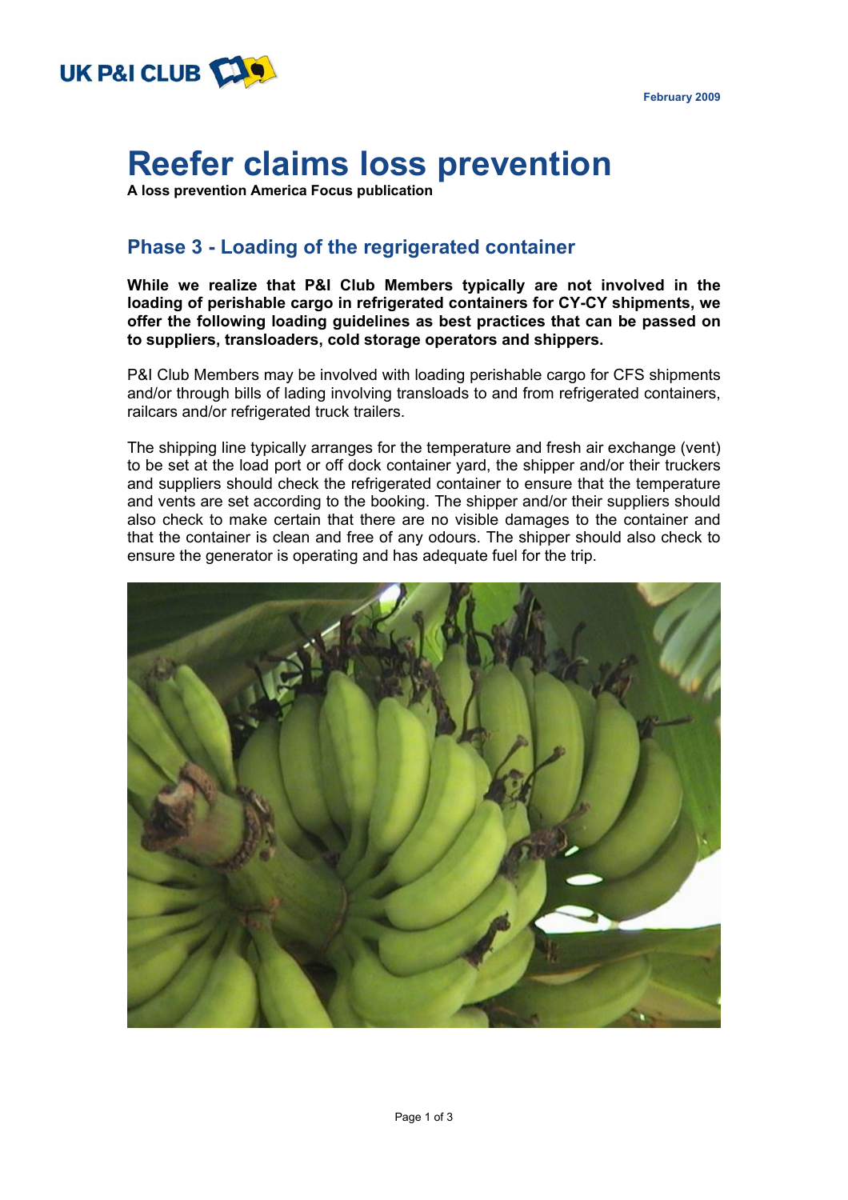UK P&I CLUB

February 2009

# Reefer claims loss prevention

**A loss prevention America Focus publication**

## Phase 3 - Loading of the regrigerated container

**While we realize that P&I Club Members typically are not involved in the loading of perishable cargo in refrigerated containers for CY-CY shipments, we offer the following loading guidelines as best practices that can be passed on to suppliers, transloaders, cold storage operators and shippers.**

P&I Club Members may be involved with loading perishable cargo for CFS shipments and/or through bills of lading involving transloads to and from refrigerated containers, railcars and/or refrigerated truck trailers.

The shipping line typically arranges for the temperature and fresh air exchange (vent) to be set at the load port or off dock container yard, the shipper and/or their truckers and suppliers should check the refrigerated container to ensure that the temperature and vents are set according to the booking. The shipper and/or their suppliers should also check to make certain that there are no visible damages to the container and that the container is clean and free of any odours. The shipper should also check to ensure the generator is operating and has adequate fuel for the trip.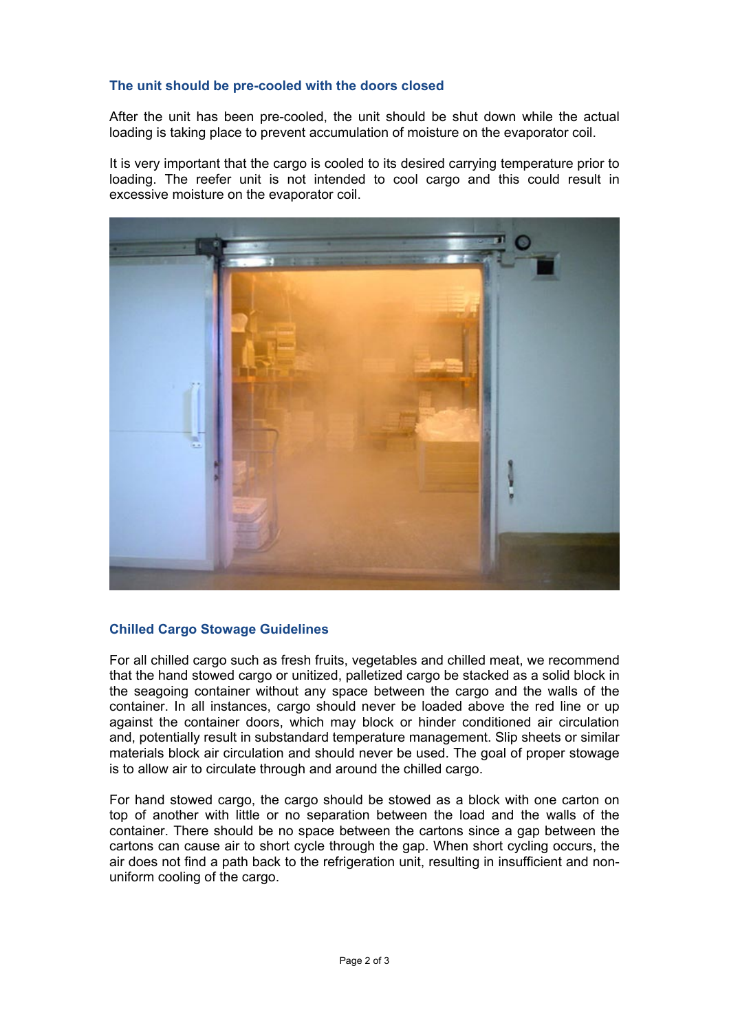### The unit should be pre-cooled with the doors closed

After the unit has been pre-cooled, the unit should be shut down while the actual loading is taking place to prevent accumulation of moisture on the evaporator coil.

It is very important that the cargo is cooled to its desired carrying temperature prior to loading. The reefer unit is not intended to cool cargo and this could result in excessive moisture on the evaporator coil.

### Chilled Cargo Stowage Guidelines

For all chilled cargo such as fresh fruits, vegetables and chilled meat, we recommend that the hand stowed cargo or unitized, palletized cargo be stacked as a solid block in the seagoing container without any space between the cargo and the walls of the container. In all instances, cargo should never be loaded above the red line or up against the container doors, which may block or hinder conditioned air circulation and, potentially result in substandard temperature management. Slip sheets or similar materials block air circulation and should never be used. The goal of proper stowage is to allow air to circulate through and around the chilled cargo.

For hand stowed cargo, the cargo should be stowed as a block with one carton on top of another with little or no separation between the load and the walls of the container. There should be no space between the cartons since a gap between the cartons can cause air to short cycle through the gap. When short cycling occurs, the air does not find a path back to the refrigeration unit, resulting in insufficient and non-uniform cooling of the cargo.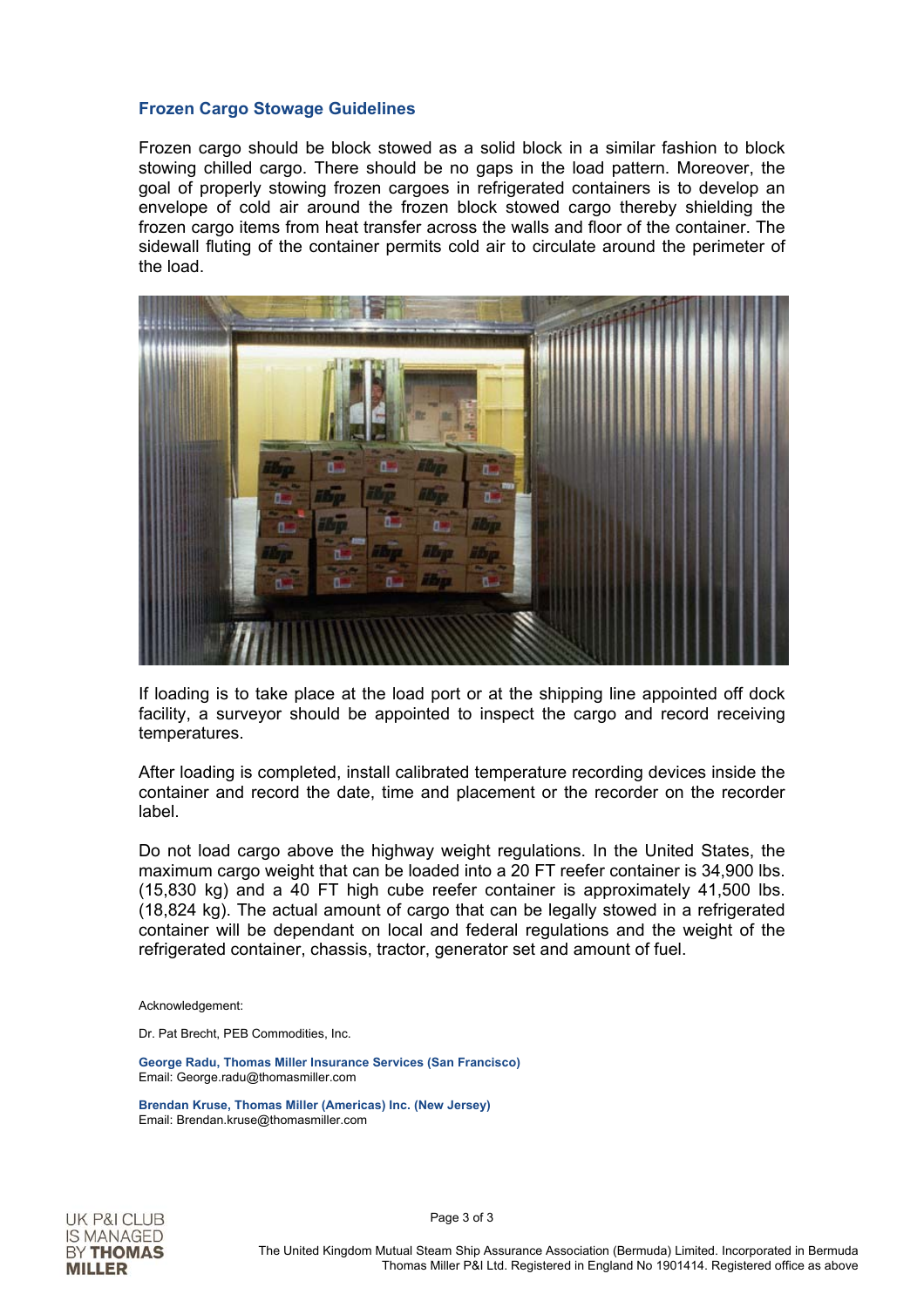## Frozen Cargo Stowage Guidelines

Frozen cargo should be block stowed as a solid block in a similar fashion to block stowing chilled cargo. There should be no gaps in the load pattern. Moreover, the goal of properly stowing frozen cargoes in refrigerated containers is to develop an envelope of cold air around the frozen block stowed cargo thereby shielding the frozen cargo items from heat transfer across the walls and floor of the container. The sidewall fluting of the container permits cold air to circulate around the perimeter of the load.

If loading is to take place at the load port or at the shipping line appointed off dock facility, a surveyor should be appointed to inspect the cargo and record receiving temperatures.

After loading is completed, install calibrated temperature recording devices inside the container and record the date, time and placement or the recorder on the recorder label.

Do not load cargo above the highway weight regulations. In the United States, the maximum cargo weight that can be loaded into a 20 FT reefer container is 34,900 lbs. (15,830 kg) and a 40 FT high cube reefer container is approximately 41,500 lbs. (18,824 kg). The actual amount of cargo that can be legally stowed in a refrigerated container will be dependant on local and federal regulations and the weight of the refrigerated container, chassis, tractor, generator set and amount of fuel.

Acknowledgement:

Dr. Pat Brecht, PEB Commodities, Inc.

**George Radu, Thomas Miller Insurance Services (San Francisco)**
Email: George.radu@thomasmiller.com

**Brendan Kruse, Thomas Miller (Americas) Inc. (New Jersey)**
Email: Brendan.kruse@thomasmiller.com

UK P&I CLUB IS MANAGED BY **THOMAS MILLER**

The United Kingdom Mutual Steam Ship Assurance Association (Bermuda) Limited. Incorporated in Bermuda
Thomas Miller P&I Ltd. Registered in England No 1901414. Registered office as above